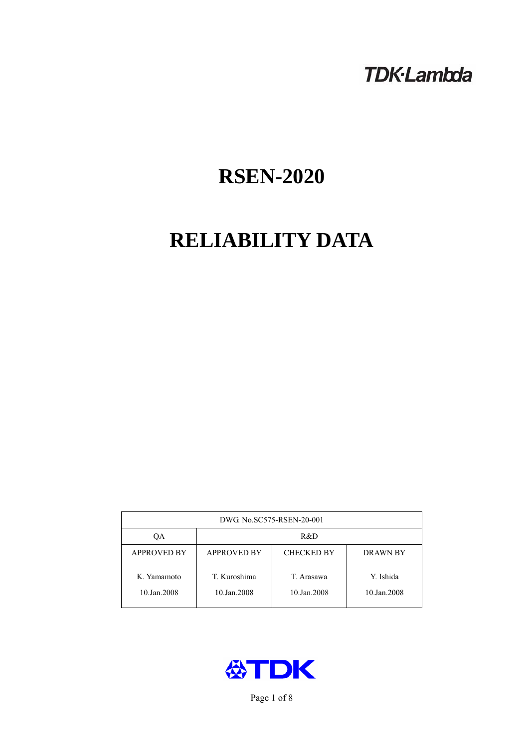TDK·Lambda

# RSEN-2020

# RELIABILITY DATA

| DWG. No.SC575-RSEN-20-001 | | | |
|---|---|---|---|
| QA | R&D | | |
| APPROVED BY | APPROVED BY | CHECKED BY | DRAWN BY |
| K. Yamamoto 10.Jan.2008 | T. Kuroshima 10.Jan.2008 | T. Arasawa 10.Jan.2008 | Y. Ishida 10.Jan.2008 |

TDK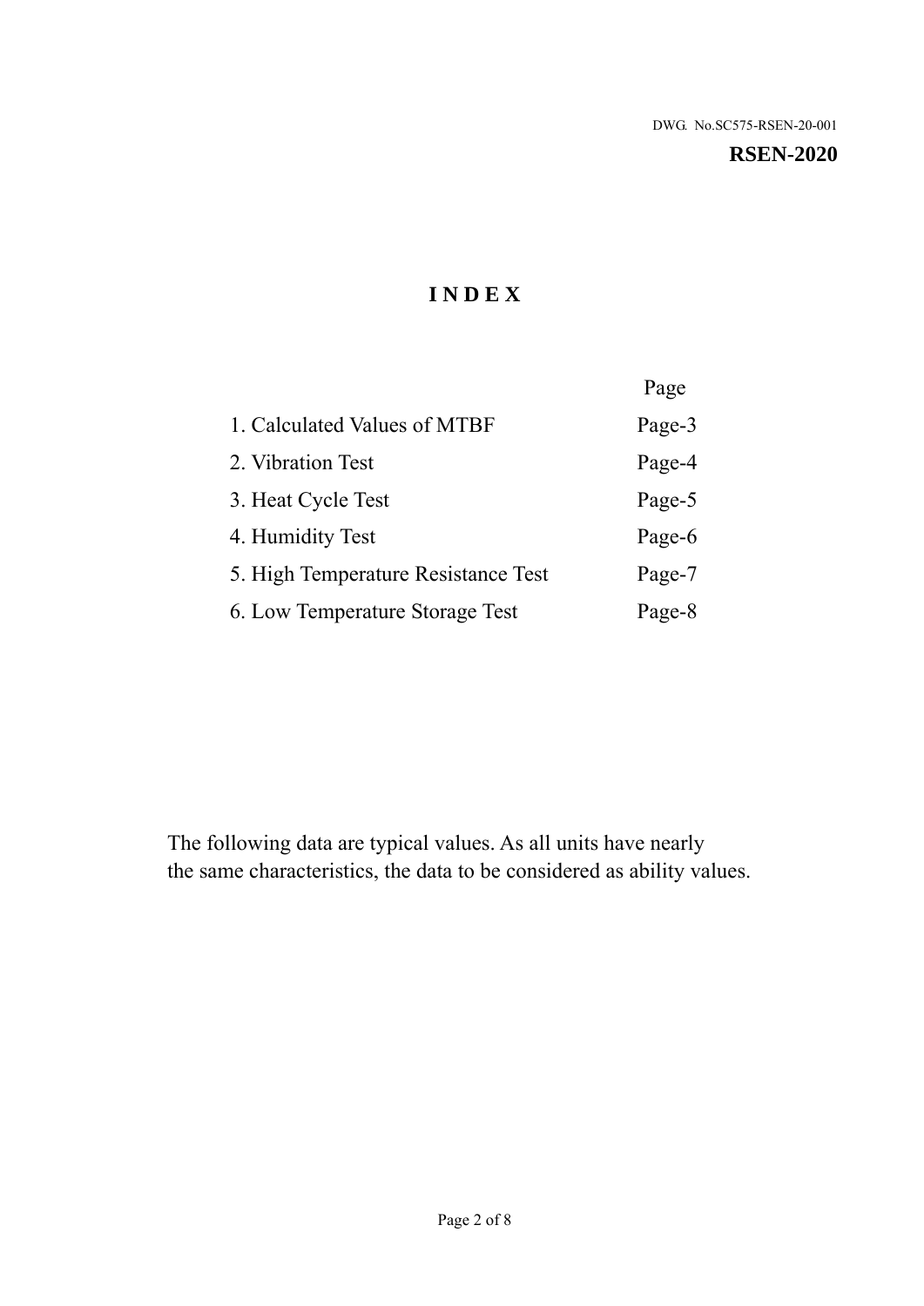DWG. No.SC575-RSEN-20-001

**RSEN-2020**

# I N D E X

| | Page |
|---|---|
| 1. Calculated Values of MTBF | Page-3 |
| 2. Vibration Test | Page-4 |
| 3. Heat Cycle Test | Page-5 |
| 4. Humidity Test | Page-6 |
| 5. High Temperature Resistance Test | Page-7 |
| 6. Low Temperature Storage Test | Page-8 |

The following data are typical values. As all units have nearly the same characteristics, the data to be considered as ability values.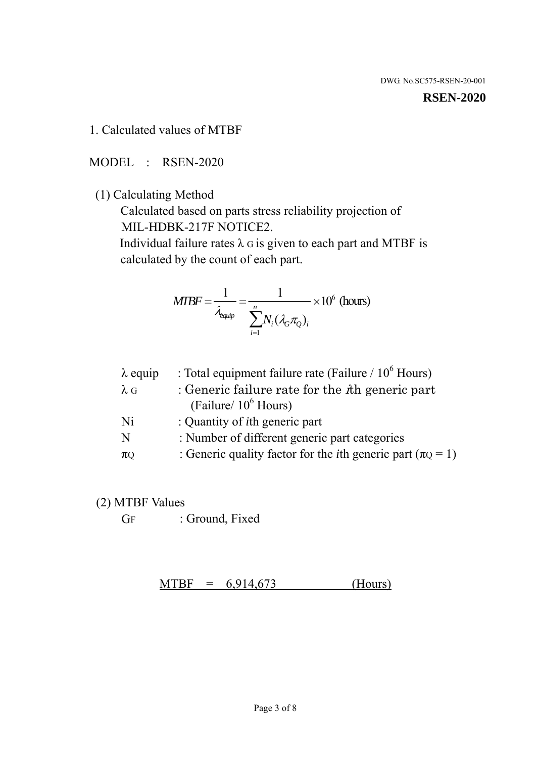DWG. No.SC575-RSEN-20-001

**RSEN-2020**

## 1. Calculated values of MTBF

MODEL : RSEN-2020

(1) Calculating Method

Calculated based on parts stress reliability projection of MIL-HDBK-217F NOTICE2.

Individual failure rates $\lambda_G$ is given to each part and MTBF is calculated by the count of each part.

$$MTBF = \frac{1}{\lambda_{equip}} = \frac{1}{\sum_{i=1}^{n} N_i (\lambda_G \pi_Q)_i} \times 10^6 \text{ (hours)}$$

| | |
|---|---|
| $\lambda$ equip | : Total equipment failure rate (Failure / $10^6$ Hours) |
| $\lambda_G$ | : Generic failure rate for the $i$th generic part (Failure/ $10^6$ Hours) |
| Ni | : Quantity of $i$th generic part |
| N | : Number of different generic part categories |
| $\pi_Q$ | : Generic quality factor for the $i$th generic part ($\pi_Q = 1$) |

(2) MTBF Values

$G_F$ : Ground, Fixed

MTBF = 6,914,673 (Hours)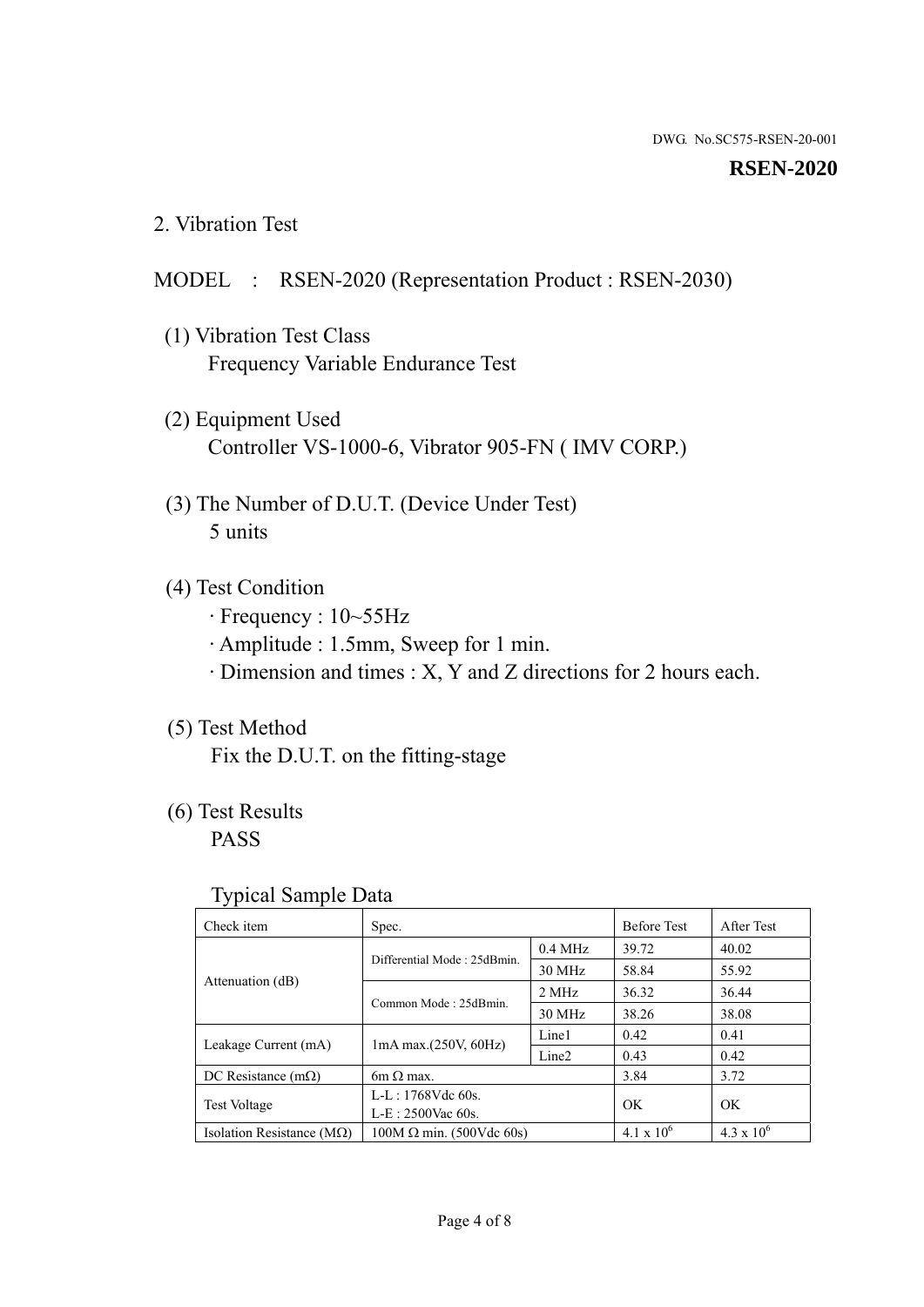DWG. No.SC575-RSEN-20-001

**RSEN-2020**

## 2. Vibration Test

MODEL : RSEN-2020 (Representation Product : RSEN-2030)

(1) Vibration Test Class
Frequency Variable Endurance Test

(2) Equipment Used
Controller VS-1000-6, Vibrator 905-FN ( IMV CORP.)

(3) The Number of D.U.T. (Device Under Test)
5 units

(4) Test Condition
· Frequency : 10~55Hz
· Amplitude : 1.5mm, Sweep for 1 min.
· Dimension and times : X, Y and Z directions for 2 hours each.

(5) Test Method
Fix the D.U.T. on the fitting-stage

(6) Test Results
PASS

Typical Sample Data

| Check item | Spec. | | Before Test | After Test |
|---|---|---|---|---|
| Attenuation (dB) | Differential Mode : 25dBmin. | 0.4 MHz | 39.72 | 40.02 |
| | | 30 MHz | 58.84 | 55.92 |
| | Common Mode : 25dBmin. | 2 MHz | 36.32 | 36.44 |
| | | 30 MHz | 38.26 | 38.08 |
| Leakage Current (mA) | 1mA max.(250V, 60Hz) | Line1 | 0.42 | 0.41 |
| | | Line2 | 0.43 | 0.42 |
| DC Resistance (mΩ) | 6m Ω max. | | 3.84 | 3.72 |
| Test Voltage | L-L : 1768Vdc 60s.<br>L-E : 2500Vac 60s. | | OK | OK |
| Isolation Resistance (MΩ) | 100M Ω min. (500Vdc 60s) | | $4.1 \times 10^6$ | $4.3 \times 10^6$ |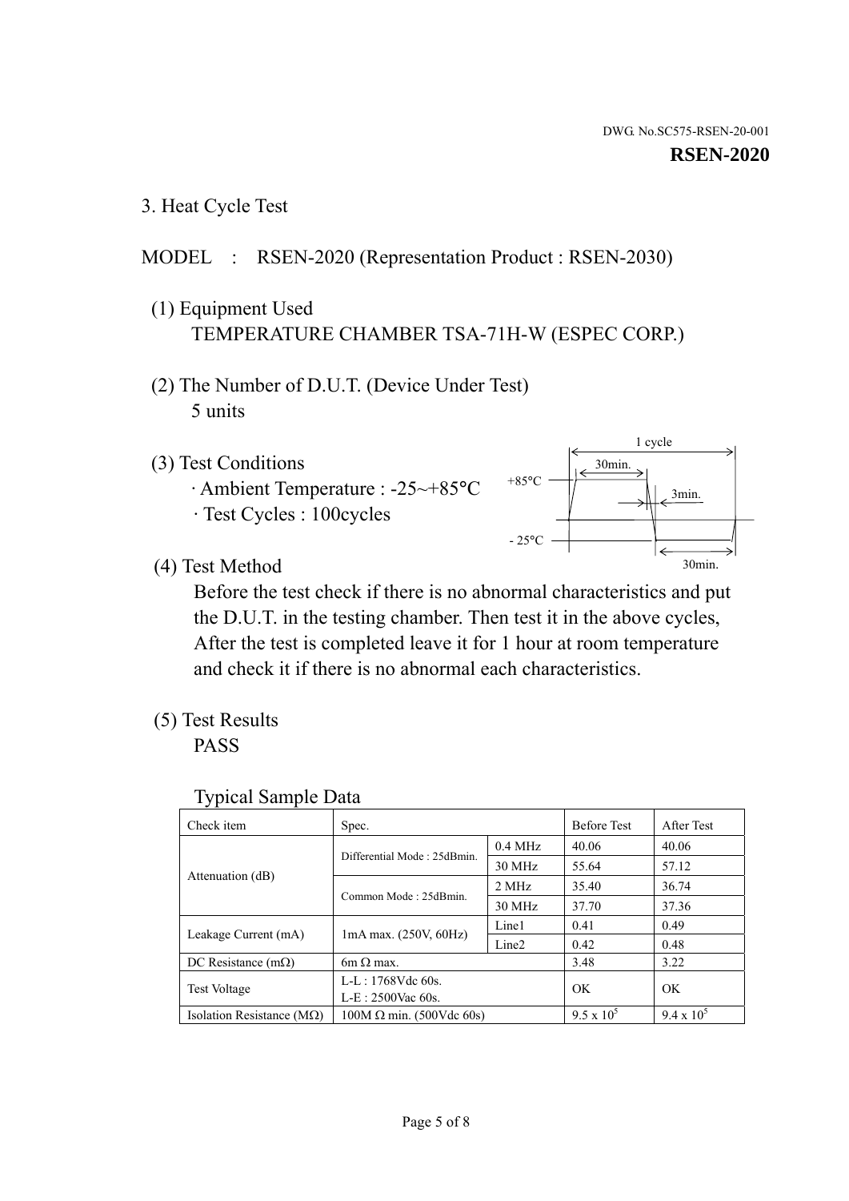DWG. No.SC575-RSEN-20-001

**RSEN-2020**

## 3. Heat Cycle Test

MODEL : RSEN-2020 (Representation Product : RSEN-2030)

(1) Equipment Used

TEMPERATURE CHAMBER TSA-71H-W (ESPEC CORP.)

(2) The Number of D.U.T. (Device Under Test)

5 units

(3) Test Conditions

· Ambient Temperature : -25~+85°C

· Test Cycles : 100cycles

1 cycle, 30min., +85°C, 3min., - 25°C, 30min.

(4) Test Method

Before the test check if there is no abnormal characteristics and put the D.U.T. in the testing chamber. Then test it in the above cycles, After the test is completed leave it for 1 hour at room temperature and check it if there is no abnormal each characteristics.

(5) Test Results

PASS

Typical Sample Data

| Check item | Spec. | | Before Test | After Test |
|---|---|---|---|---|
| Attenuation (dB) | Differential Mode : 25dBmin. | 0.4 MHz | 40.06 | 40.06 |
| | | 30 MHz | 55.64 | 57.12 |
| | Common Mode : 25dBmin. | 2 MHz | 35.40 | 36.74 |
| | | 30 MHz | 37.70 | 37.36 |
| Leakage Current (mA) | 1mA max. (250V, 60Hz) | Line1 | 0.41 | 0.49 |
| | | Line2 | 0.42 | 0.48 |
| DC Resistance (mΩ) | 6m Ω max. | | 3.48 | 3.22 |
| Test Voltage | L-L : 1768Vdc 60s. L-E : 2500Vac 60s. | | OK | OK |
| Isolation Resistance (MΩ) | 100M Ω min. (500Vdc 60s) | | $9.5 \times 10^5$ | $9.4 \times 10^5$ |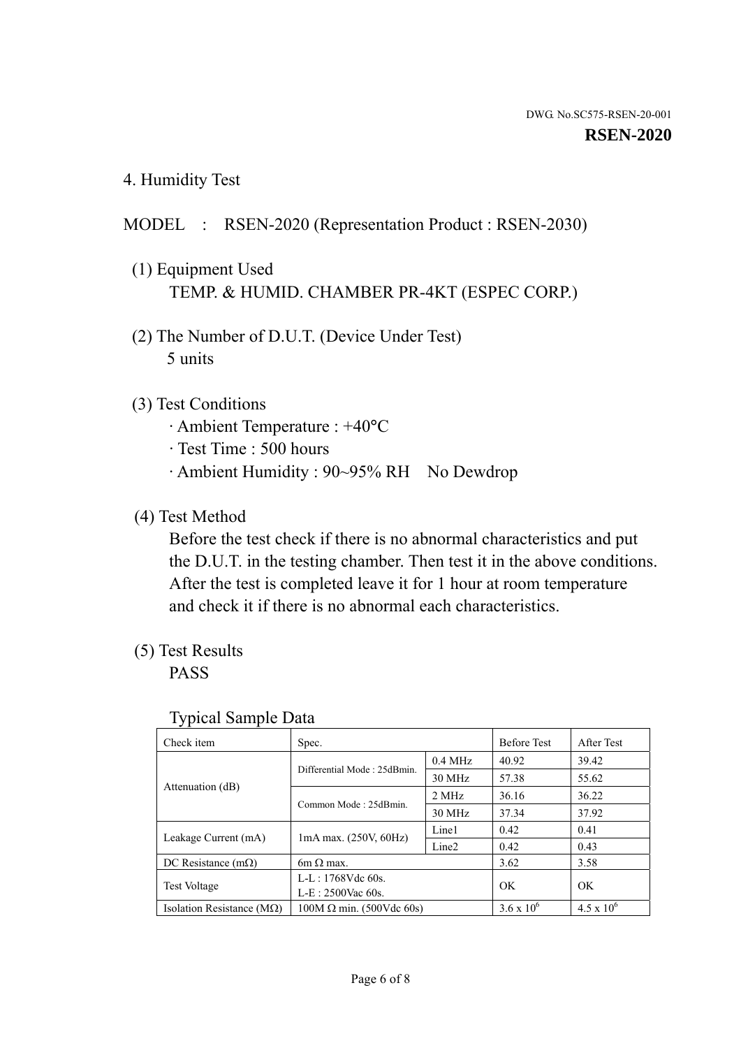## 4. Humidity Test

MODEL : RSEN-2020 (Representation Product : RSEN-2030)

(1) Equipment Used
TEMP. & HUMID. CHAMBER PR-4KT (ESPEC CORP.)

(2) The Number of D.U.T. (Device Under Test)
5 units

(3) Test Conditions
· Ambient Temperature : +40°C
· Test Time : 500 hours
· Ambient Humidity : 90~95% RH No Dewdrop

(4) Test Method
Before the test check if there is no abnormal characteristics and put the D.U.T. in the testing chamber. Then test it in the above conditions. After the test is completed leave it for 1 hour at room temperature and check it if there is no abnormal each characteristics.

(5) Test Results
PASS

Typical Sample Data

| Check item | Spec. | | Before Test | After Test |
|---|---|---|---|---|
| Attenuation (dB) | Differential Mode : 25dBmin. | 0.4 MHz | 40.92 | 39.42 |
| | | 30 MHz | 57.38 | 55.62 |
| | Common Mode : 25dBmin. | 2 MHz | 36.16 | 36.22 |
| | | 30 MHz | 37.34 | 37.92 |
| Leakage Current (mA) | 1mA max. (250V, 60Hz) | Line1 | 0.42 | 0.41 |
| | | Line2 | 0.42 | 0.43 |
| DC Resistance (mΩ) | 6m Ω max. | | 3.62 | 3.58 |
| Test Voltage | L-L : 1768Vdc 60s.<br>L-E : 2500Vac 60s. | | OK | OK |
| Isolation Resistance (MΩ) | 100M Ω min. (500Vdc 60s) | | $3.6 \times 10^6$ | $4.5 \times 10^6$ |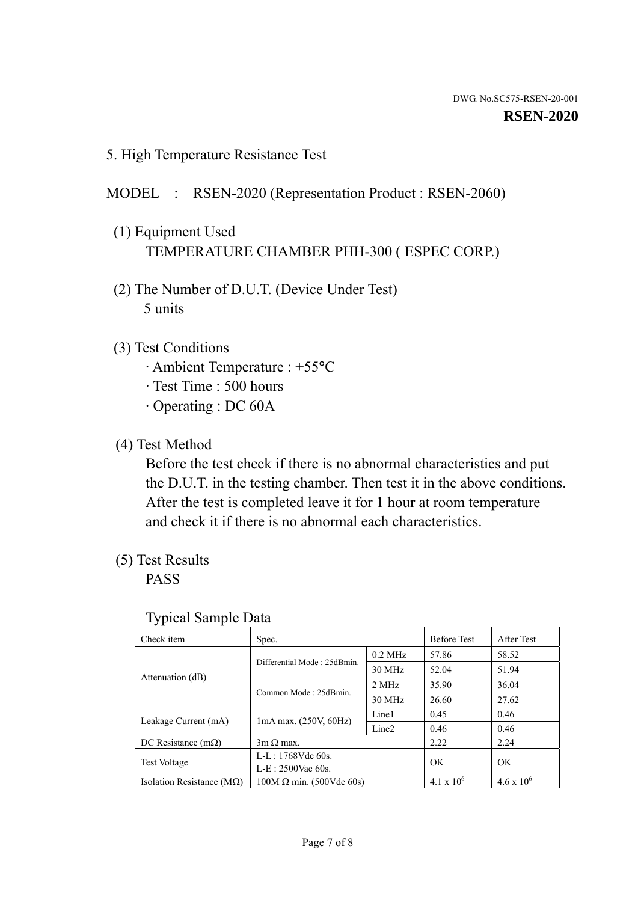DWG. No.SC575-RSEN-20-001

**RSEN-2020**

## 5. High Temperature Resistance Test

MODEL : RSEN-2020 (Representation Product : RSEN-2060)

(1) Equipment Used
TEMPERATURE CHAMBER PHH-300 ( ESPEC CORP.)

(2) The Number of D.U.T. (Device Under Test)
5 units

(3) Test Conditions
· Ambient Temperature : +55°C
· Test Time : 500 hours
· Operating : DC 60A

(4) Test Method
Before the test check if there is no abnormal characteristics and put the D.U.T. in the testing chamber. Then test it in the above conditions. After the test is completed leave it for 1 hour at room temperature and check it if there is no abnormal each characteristics.

(5) Test Results
PASS

Typical Sample Data

| Check item | Spec. | | Before Test | After Test |
|---|---|---|---|---|
| Attenuation (dB) | Differential Mode : 25dBmin. | 0.2 MHz | 57.86 | 58.52 |
| | | 30 MHz | 52.04 | 51.94 |
| | Common Mode : 25dBmin. | 2 MHz | 35.90 | 36.04 |
| | | 30 MHz | 26.60 | 27.62 |
| Leakage Current (mA) | 1mA max. (250V, 60Hz) | Line1 | 0.45 | 0.46 |
| | | Line2 | 0.46 | 0.46 |
| DC Resistance (mΩ) | 3m Ω max. | | 2.22 | 2.24 |
| Test Voltage | L-L : 1768Vdc 60s.<br>L-E : 2500Vac 60s. | | OK | OK |
| Isolation Resistance (MΩ) | 100M Ω min. (500Vdc 60s) | | $4.1 \times 10^6$ | $4.6 \times 10^6$ |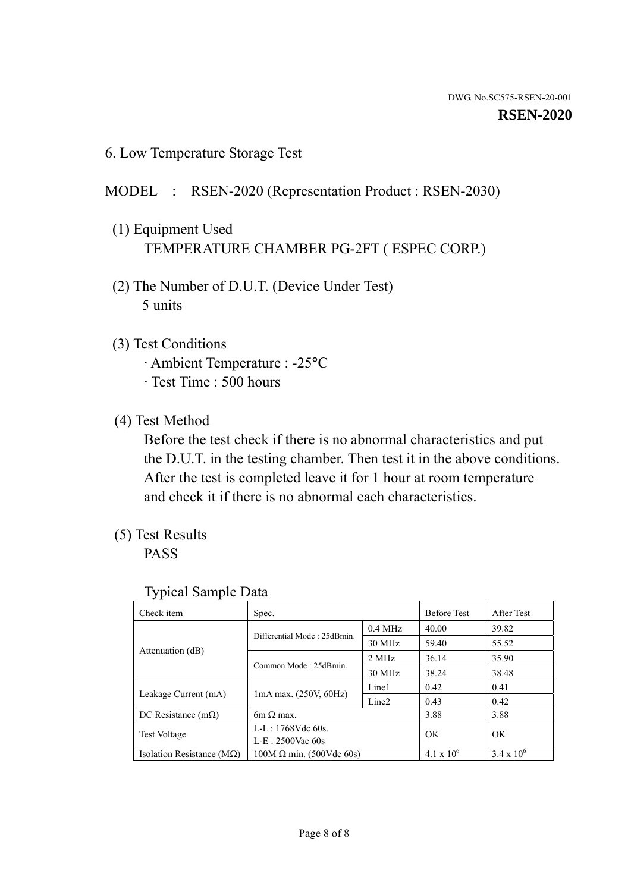DWG. No.SC575-RSEN-20-001

**RSEN-2020**

## 6. Low Temperature Storage Test

MODEL : RSEN-2020 (Representation Product : RSEN-2030)

(1) Equipment Used
TEMPERATURE CHAMBER PG-2FT ( ESPEC CORP.)

(2) The Number of D.U.T. (Device Under Test)
5 units

(3) Test Conditions
· Ambient Temperature : -25°C
· Test Time : 500 hours

(4) Test Method
Before the test check if there is no abnormal characteristics and put the D.U.T. in the testing chamber. Then test it in the above conditions. After the test is completed leave it for 1 hour at room temperature and check it if there is no abnormal each characteristics.

(5) Test Results
PASS

Typical Sample Data

| Check item | Spec. | | Before Test | After Test |
|---|---|---|---|---|
| Attenuation (dB) | Differential Mode : 25dBmin. | 0.4 MHz | 40.00 | 39.82 |
| | | 30 MHz | 59.40 | 55.52 |
| | Common Mode : 25dBmin. | 2 MHz | 36.14 | 35.90 |
| | | 30 MHz | 38.24 | 38.48 |
| Leakage Current (mA) | 1mA max. (250V, 60Hz) | Line1 | 0.42 | 0.41 |
| | | Line2 | 0.43 | 0.42 |
| DC Resistance (mΩ) | 6m Ω max. | | 3.88 | 3.88 |
| Test Voltage | L-L : 1768Vdc 60s. L-E : 2500Vac 60s | | OK | OK |
| Isolation Resistance (MΩ) | 100M Ω min. (500Vdc 60s) | | $4.1 \times 10^6$ | $3.4 \times 10^6$ |